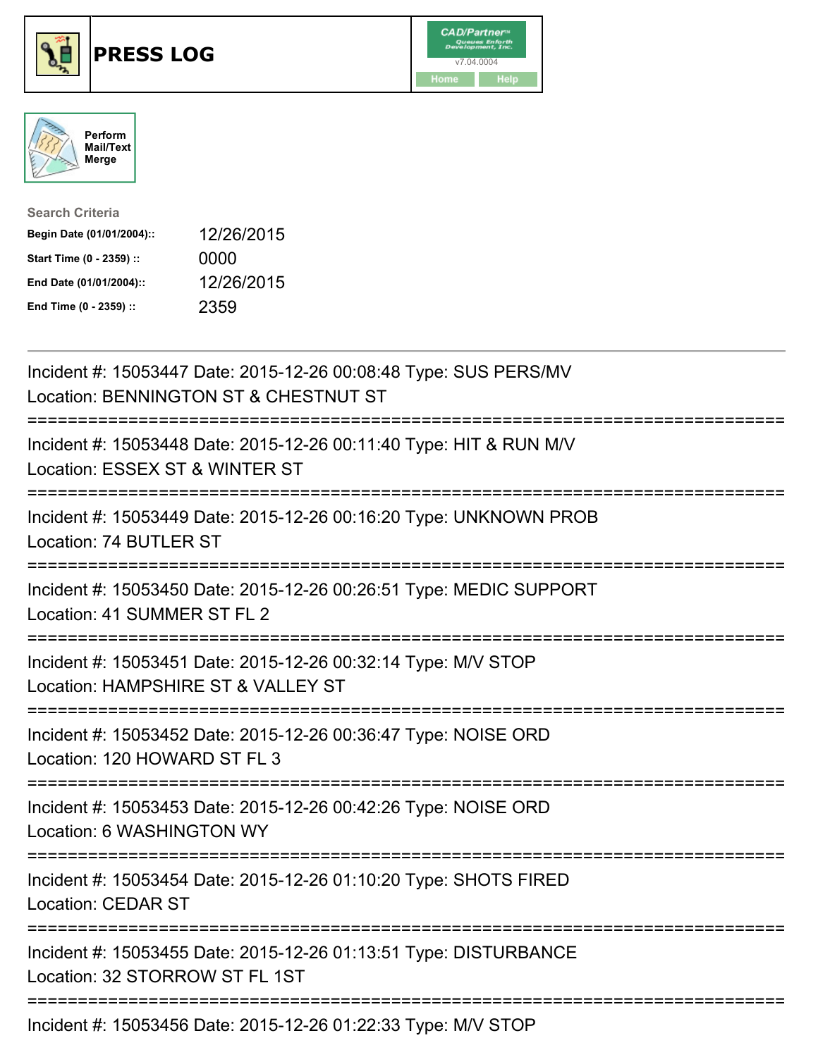# PRESS LOG

CAD/Partner v7.04.0004

Home Help

Perform Mail/Text Merge

**Search Criteria**

| | |
|---|---|
| **Begin Date (01/01/2004)::** | 12/26/2015 |
| **Start Time (0 - 2359) ::** | 0000 |
| **End Date (01/01/2004)::** | 12/26/2015 |
| **End Time (0 - 2359) ::** | 2359 |

---

Incident #: 15053447 Date: 2015-12-26 00:08:48 Type: SUS PERS/MV
Location: BENNINGTON ST & CHESTNUT ST

===========================================================================

Incident #: 15053448 Date: 2015-12-26 00:11:40 Type: HIT & RUN M/V
Location: ESSEX ST & WINTER ST

===========================================================================

Incident #: 15053449 Date: 2015-12-26 00:16:20 Type: UNKNOWN PROB
Location: 74 BUTLER ST

===========================================================================

Incident #: 15053450 Date: 2015-12-26 00:26:51 Type: MEDIC SUPPORT
Location: 41 SUMMER ST FL 2

===========================================================================

Incident #: 15053451 Date: 2015-12-26 00:32:14 Type: M/V STOP
Location: HAMPSHIRE ST & VALLEY ST

===========================================================================

Incident #: 15053452 Date: 2015-12-26 00:36:47 Type: NOISE ORD
Location: 120 HOWARD ST FL 3

===========================================================================

Incident #: 15053453 Date: 2015-12-26 00:42:26 Type: NOISE ORD
Location: 6 WASHINGTON WY

===========================================================================

Incident #: 15053454 Date: 2015-12-26 01:10:20 Type: SHOTS FIRED
Location: CEDAR ST

===========================================================================

Incident #: 15053455 Date: 2015-12-26 01:13:51 Type: DISTURBANCE
Location: 32 STORROW ST FL 1ST

===========================================================================

Incident #: 15053456 Date: 2015-12-26 01:22:33 Type: M/V STOP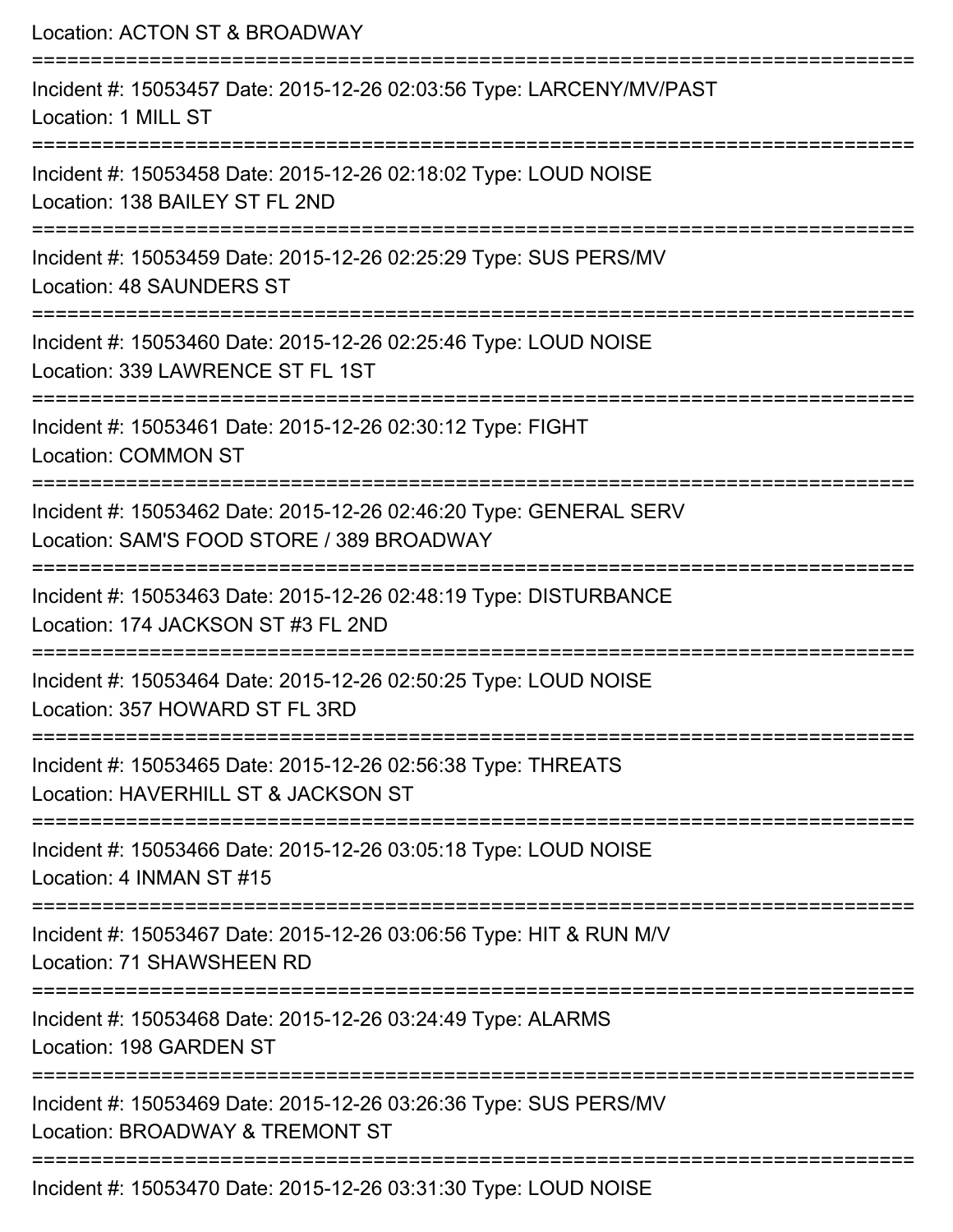Location: ACTON ST & BROADWAY

===========================================================================

Incident #: 15053457 Date: 2015-12-26 02:03:56 Type: LARCENY/MV/PAST

Location: 1 MILL ST

===========================================================================

Incident #: 15053458 Date: 2015-12-26 02:18:02 Type: LOUD NOISE

Location: 138 BAILEY ST FL 2ND

===========================================================================

Incident #: 15053459 Date: 2015-12-26 02:25:29 Type: SUS PERS/MV

Location: 48 SAUNDERS ST

===========================================================================

Incident #: 15053460 Date: 2015-12-26 02:25:46 Type: LOUD NOISE

Location: 339 LAWRENCE ST FL 1ST

===========================================================================

Incident #: 15053461 Date: 2015-12-26 02:30:12 Type: FIGHT

Location: COMMON ST

===========================================================================

Incident #: 15053462 Date: 2015-12-26 02:46:20 Type: GENERAL SERV

Location: SAM'S FOOD STORE / 389 BROADWAY

===========================================================================

Incident #: 15053463 Date: 2015-12-26 02:48:19 Type: DISTURBANCE

Location: 174 JACKSON ST #3 FL 2ND

===========================================================================

Incident #: 15053464 Date: 2015-12-26 02:50:25 Type: LOUD NOISE

Location: 357 HOWARD ST FL 3RD

===========================================================================

Incident #: 15053465 Date: 2015-12-26 02:56:38 Type: THREATS

Location: HAVERHILL ST & JACKSON ST

===========================================================================

Incident #: 15053466 Date: 2015-12-26 03:05:18 Type: LOUD NOISE

Location: 4 INMAN ST #15

===========================================================================

Incident #: 15053467 Date: 2015-12-26 03:06:56 Type: HIT & RUN M/V

Location: 71 SHAWSHEEN RD

===========================================================================

Incident #: 15053468 Date: 2015-12-26 03:24:49 Type: ALARMS

Location: 198 GARDEN ST

===========================================================================

Incident #: 15053469 Date: 2015-12-26 03:26:36 Type: SUS PERS/MV

Location: BROADWAY & TREMONT ST

===========================================================================

Incident #: 15053470 Date: 2015-12-26 03:31:30 Type: LOUD NOISE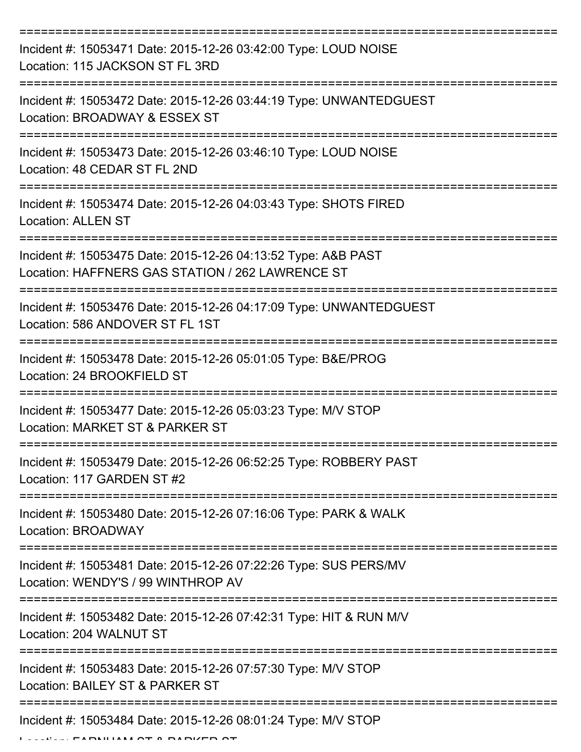---

Incident #: 15053471 Date: 2015-12-26 03:42:00 Type: LOUD NOISE
Location: 115 JACKSON ST FL 3RD

---

Incident #: 15053472 Date: 2015-12-26 03:44:19 Type: UNWANTEDGUEST
Location: BROADWAY & ESSEX ST

---

Incident #: 15053473 Date: 2015-12-26 03:46:10 Type: LOUD NOISE
Location: 48 CEDAR ST FL 2ND

---

Incident #: 15053474 Date: 2015-12-26 04:03:43 Type: SHOTS FIRED
Location: ALLEN ST

---

Incident #: 15053475 Date: 2015-12-26 04:13:52 Type: A&B PAST
Location: HAFFNERS GAS STATION / 262 LAWRENCE ST

---

Incident #: 15053476 Date: 2015-12-26 04:17:09 Type: UNWANTEDGUEST
Location: 586 ANDOVER ST FL 1ST

---

Incident #: 15053478 Date: 2015-12-26 05:01:05 Type: B&E/PROG
Location: 24 BROOKFIELD ST

---

Incident #: 15053477 Date: 2015-12-26 05:03:23 Type: M/V STOP
Location: MARKET ST & PARKER ST

---

Incident #: 15053479 Date: 2015-12-26 06:52:25 Type: ROBBERY PAST
Location: 117 GARDEN ST #2

---

Incident #: 15053480 Date: 2015-12-26 07:16:06 Type: PARK & WALK
Location: BROADWAY

---

Incident #: 15053481 Date: 2015-12-26 07:22:26 Type: SUS PERS/MV
Location: WENDY'S / 99 WINTHROP AV

---

Incident #: 15053482 Date: 2015-12-26 07:42:31 Type: HIT & RUN M/V
Location: 204 WALNUT ST

---

Incident #: 15053483 Date: 2015-12-26 07:57:30 Type: M/V STOP
Location: BAILEY ST & PARKER ST

---

Incident #: 15053484 Date: 2015-12-26 08:01:24 Type: M/V STOP
Location: FARNHAM ST & PARKER ST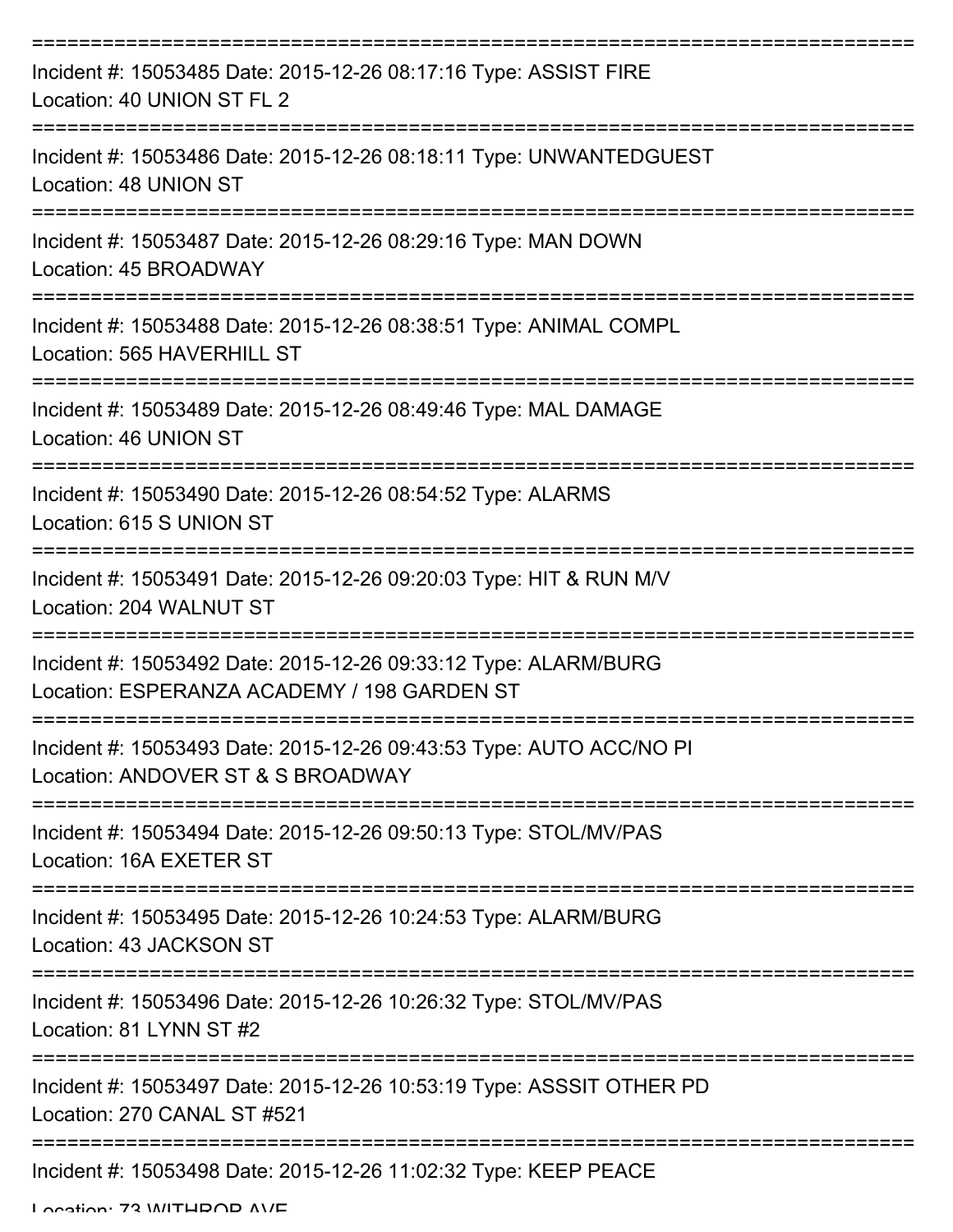===========================================================================
Incident #: 15053485 Date: 2015-12-26 08:17:16 Type: ASSIST FIRE
Location: 40 UNION ST FL 2
===========================================================================
Incident #: 15053486 Date: 2015-12-26 08:18:11 Type: UNWANTEDGUEST
Location: 48 UNION ST
===========================================================================
Incident #: 15053487 Date: 2015-12-26 08:29:16 Type: MAN DOWN
Location: 45 BROADWAY
===========================================================================
Incident #: 15053488 Date: 2015-12-26 08:38:51 Type: ANIMAL COMPL
Location: 565 HAVERHILL ST
===========================================================================
Incident #: 15053489 Date: 2015-12-26 08:49:46 Type: MAL DAMAGE
Location: 46 UNION ST
===========================================================================
Incident #: 15053490 Date: 2015-12-26 08:54:52 Type: ALARMS
Location: 615 S UNION ST
===========================================================================
Incident #: 15053491 Date: 2015-12-26 09:20:03 Type: HIT & RUN M/V
Location: 204 WALNUT ST
===========================================================================
Incident #: 15053492 Date: 2015-12-26 09:33:12 Type: ALARM/BURG
Location: ESPERANZA ACADEMY / 198 GARDEN ST
===========================================================================
Incident #: 15053493 Date: 2015-12-26 09:43:53 Type: AUTO ACC/NO PI
Location: ANDOVER ST & S BROADWAY
===========================================================================
Incident #: 15053494 Date: 2015-12-26 09:50:13 Type: STOL/MV/PAS
Location: 16A EXETER ST
===========================================================================
Incident #: 15053495 Date: 2015-12-26 10:24:53 Type: ALARM/BURG
Location: 43 JACKSON ST
===========================================================================
Incident #: 15053496 Date: 2015-12-26 10:26:32 Type: STOL/MV/PAS
Location: 81 LYNN ST #2
===========================================================================
Incident #: 15053497 Date: 2015-12-26 10:53:19 Type: ASSSIT OTHER PD
Location: 270 CANAL ST #521
===========================================================================
Incident #: 15053498 Date: 2015-12-26 11:02:32 Type: KEEP PEACE
Location: 73 WITHROP AVE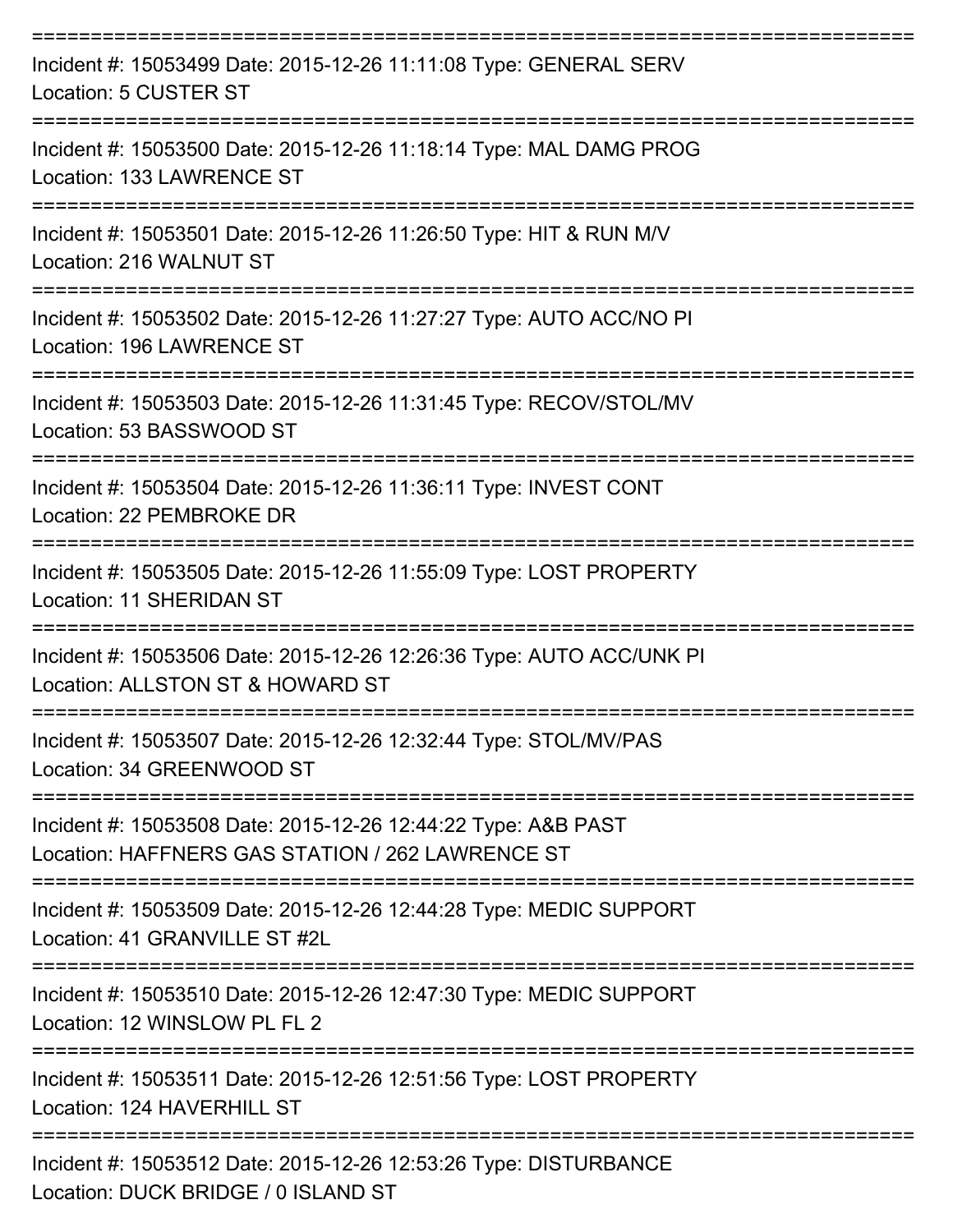===========================================================================

Incident #: 15053499 Date: 2015-12-26 11:11:08 Type: GENERAL SERV
Location: 5 CUSTER ST

===========================================================================

Incident #: 15053500 Date: 2015-12-26 11:18:14 Type: MAL DAMG PROG
Location: 133 LAWRENCE ST

===========================================================================

Incident #: 15053501 Date: 2015-12-26 11:26:50 Type: HIT & RUN M/V
Location: 216 WALNUT ST

===========================================================================

Incident #: 15053502 Date: 2015-12-26 11:27:27 Type: AUTO ACC/NO PI
Location: 196 LAWRENCE ST

===========================================================================

Incident #: 15053503 Date: 2015-12-26 11:31:45 Type: RECOV/STOL/MV
Location: 53 BASSWOOD ST

===========================================================================

Incident #: 15053504 Date: 2015-12-26 11:36:11 Type: INVEST CONT
Location: 22 PEMBROKE DR

===========================================================================

Incident #: 15053505 Date: 2015-12-26 11:55:09 Type: LOST PROPERTY
Location: 11 SHERIDAN ST

===========================================================================

Incident #: 15053506 Date: 2015-12-26 12:26:36 Type: AUTO ACC/UNK PI
Location: ALLSTON ST & HOWARD ST

===========================================================================

Incident #: 15053507 Date: 2015-12-26 12:32:44 Type: STOL/MV/PAS
Location: 34 GREENWOOD ST

===========================================================================

Incident #: 15053508 Date: 2015-12-26 12:44:22 Type: A&B PAST
Location: HAFFNERS GAS STATION / 262 LAWRENCE ST

===========================================================================

Incident #: 15053509 Date: 2015-12-26 12:44:28 Type: MEDIC SUPPORT
Location: 41 GRANVILLE ST #2L

===========================================================================

Incident #: 15053510 Date: 2015-12-26 12:47:30 Type: MEDIC SUPPORT
Location: 12 WINSLOW PL FL 2

===========================================================================

Incident #: 15053511 Date: 2015-12-26 12:51:56 Type: LOST PROPERTY
Location: 124 HAVERHILL ST

===========================================================================

Incident #: 15053512 Date: 2015-12-26 12:53:26 Type: DISTURBANCE
Location: DUCK BRIDGE / 0 ISLAND ST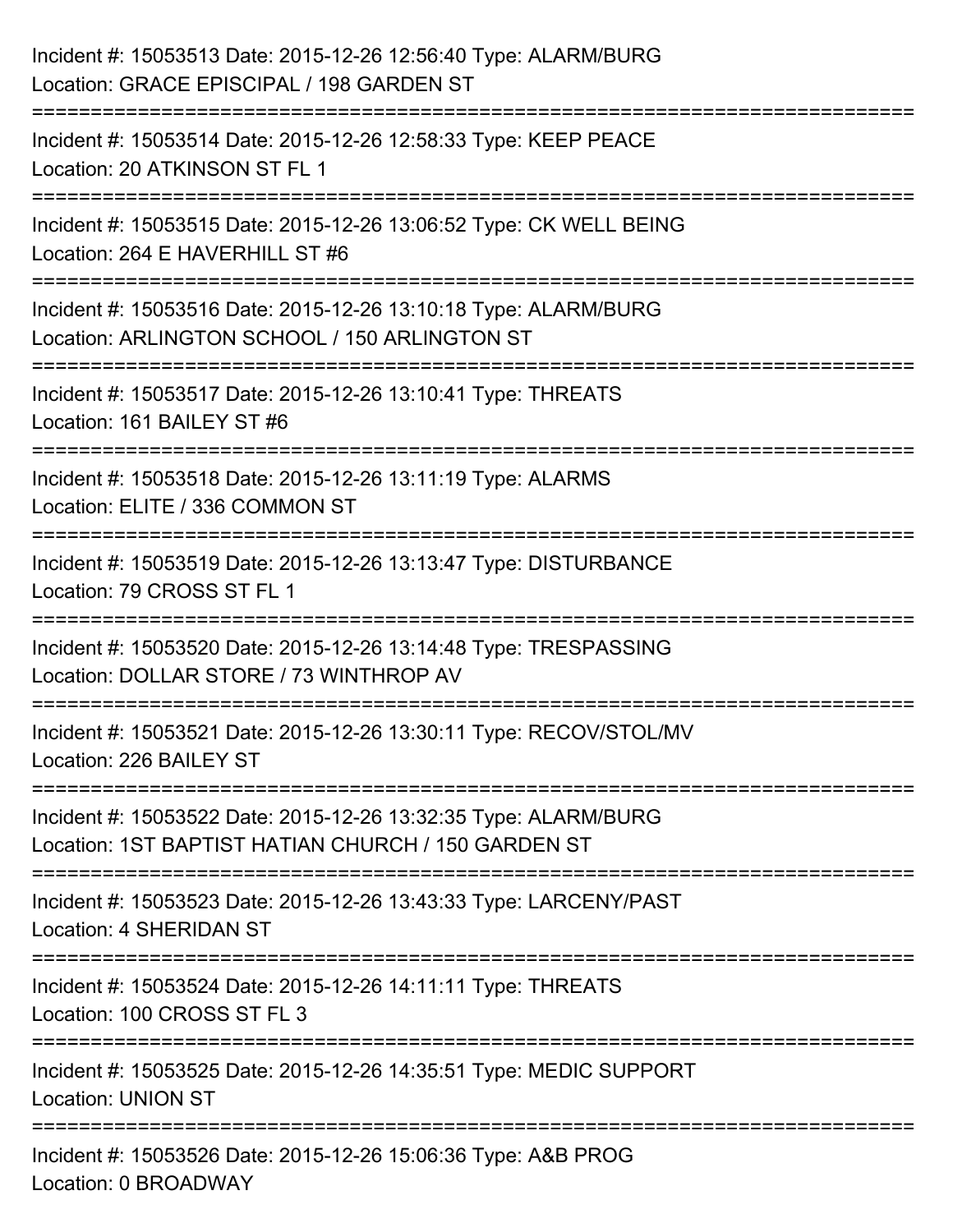Incident #: 15053513 Date: 2015-12-26 12:56:40 Type: ALARM/BURG
Location: GRACE EPISCIPAL / 198 GARDEN ST

===========================================================================

Incident #: 15053514 Date: 2015-12-26 12:58:33 Type: KEEP PEACE
Location: 20 ATKINSON ST FL 1

===========================================================================

Incident #: 15053515 Date: 2015-12-26 13:06:52 Type: CK WELL BEING
Location: 264 E HAVERHILL ST #6

===========================================================================

Incident #: 15053516 Date: 2015-12-26 13:10:18 Type: ALARM/BURG
Location: ARLINGTON SCHOOL / 150 ARLINGTON ST

===========================================================================

Incident #: 15053517 Date: 2015-12-26 13:10:41 Type: THREATS
Location: 161 BAILEY ST #6

===========================================================================

Incident #: 15053518 Date: 2015-12-26 13:11:19 Type: ALARMS
Location: ELITE / 336 COMMON ST

===========================================================================

Incident #: 15053519 Date: 2015-12-26 13:13:47 Type: DISTURBANCE
Location: 79 CROSS ST FL 1

===========================================================================

Incident #: 15053520 Date: 2015-12-26 13:14:48 Type: TRESPASSING
Location: DOLLAR STORE / 73 WINTHROP AV

===========================================================================

Incident #: 15053521 Date: 2015-12-26 13:30:11 Type: RECOV/STOL/MV
Location: 226 BAILEY ST

===========================================================================

Incident #: 15053522 Date: 2015-12-26 13:32:35 Type: ALARM/BURG
Location: 1ST BAPTIST HATIAN CHURCH / 150 GARDEN ST

===========================================================================

Incident #: 15053523 Date: 2015-12-26 13:43:33 Type: LARCENY/PAST
Location: 4 SHERIDAN ST

===========================================================================

Incident #: 15053524 Date: 2015-12-26 14:11:11 Type: THREATS
Location: 100 CROSS ST FL 3

===========================================================================

Incident #: 15053525 Date: 2015-12-26 14:35:51 Type: MEDIC SUPPORT
Location: UNION ST

===========================================================================

Incident #: 15053526 Date: 2015-12-26 15:06:36 Type: A&B PROG
Location: 0 BROADWAY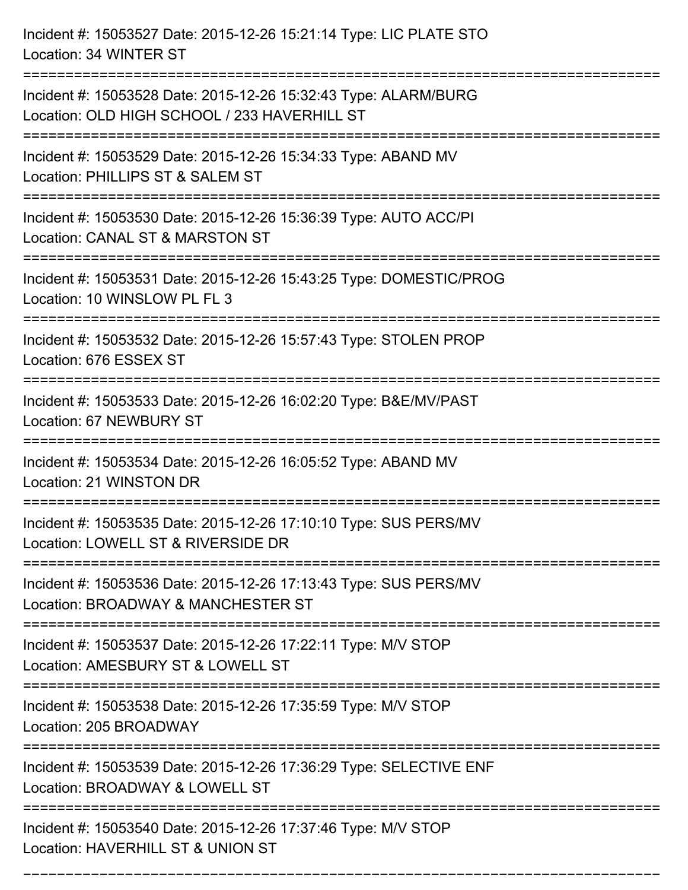Incident #: 15053527 Date: 2015-12-26 15:21:14 Type: LIC PLATE STO
Location: 34 WINTER ST

===========================================================================

Incident #: 15053528 Date: 2015-12-26 15:32:43 Type: ALARM/BURG
Location: OLD HIGH SCHOOL / 233 HAVERHILL ST

===========================================================================

Incident #: 15053529 Date: 2015-12-26 15:34:33 Type: ABAND MV
Location: PHILLIPS ST & SALEM ST

===========================================================================

Incident #: 15053530 Date: 2015-12-26 15:36:39 Type: AUTO ACC/PI
Location: CANAL ST & MARSTON ST

===========================================================================

Incident #: 15053531 Date: 2015-12-26 15:43:25 Type: DOMESTIC/PROG
Location: 10 WINSLOW PL FL 3

===========================================================================

Incident #: 15053532 Date: 2015-12-26 15:57:43 Type: STOLEN PROP
Location: 676 ESSEX ST

===========================================================================

Incident #: 15053533 Date: 2015-12-26 16:02:20 Type: B&E/MV/PAST
Location: 67 NEWBURY ST

===========================================================================

Incident #: 15053534 Date: 2015-12-26 16:05:52 Type: ABAND MV
Location: 21 WINSTON DR

===========================================================================

Incident #: 15053535 Date: 2015-12-26 17:10:10 Type: SUS PERS/MV
Location: LOWELL ST & RIVERSIDE DR

===========================================================================

Incident #: 15053536 Date: 2015-12-26 17:13:43 Type: SUS PERS/MV
Location: BROADWAY & MANCHESTER ST

===========================================================================

Incident #: 15053537 Date: 2015-12-26 17:22:11 Type: M/V STOP
Location: AMESBURY ST & LOWELL ST

===========================================================================

Incident #: 15053538 Date: 2015-12-26 17:35:59 Type: M/V STOP
Location: 205 BROADWAY

===========================================================================

Incident #: 15053539 Date: 2015-12-26 17:36:29 Type: SELECTIVE ENF
Location: BROADWAY & LOWELL ST

===========================================================================

Incident #: 15053540 Date: 2015-12-26 17:37:46 Type: M/V STOP
Location: HAVERHILL ST & UNION ST

===========================================================================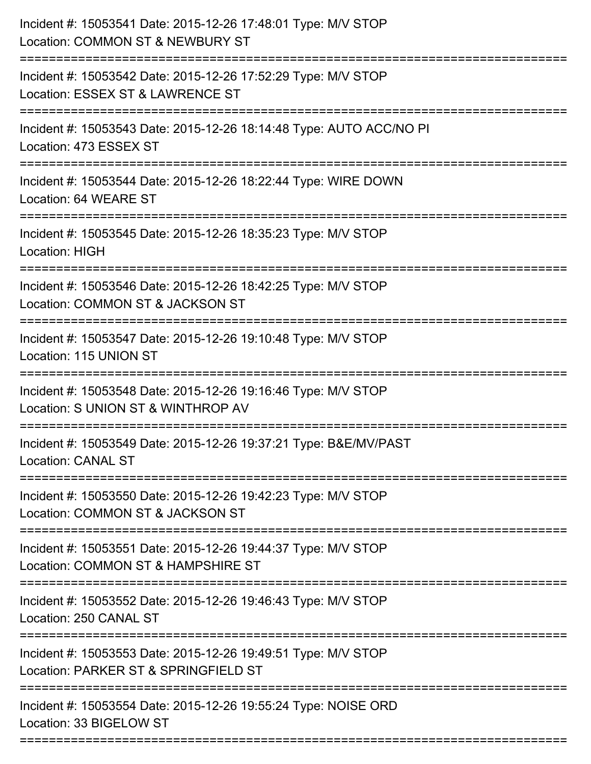Incident #: 15053541 Date: 2015-12-26 17:48:01 Type: M/V STOP
Location: COMMON ST & NEWBURY ST

===========================================================================

Incident #: 15053542 Date: 2015-12-26 17:52:29 Type: M/V STOP
Location: ESSEX ST & LAWRENCE ST

===========================================================================

Incident #: 15053543 Date: 2015-12-26 18:14:48 Type: AUTO ACC/NO PI
Location: 473 ESSEX ST

===========================================================================

Incident #: 15053544 Date: 2015-12-26 18:22:44 Type: WIRE DOWN
Location: 64 WEARE ST

===========================================================================

Incident #: 15053545 Date: 2015-12-26 18:35:23 Type: M/V STOP
Location: HIGH

===========================================================================

Incident #: 15053546 Date: 2015-12-26 18:42:25 Type: M/V STOP
Location: COMMON ST & JACKSON ST

===========================================================================

Incident #: 15053547 Date: 2015-12-26 19:10:48 Type: M/V STOP
Location: 115 UNION ST

===========================================================================

Incident #: 15053548 Date: 2015-12-26 19:16:46 Type: M/V STOP
Location: S UNION ST & WINTHROP AV

===========================================================================

Incident #: 15053549 Date: 2015-12-26 19:37:21 Type: B&E/MV/PAST
Location: CANAL ST

===========================================================================

Incident #: 15053550 Date: 2015-12-26 19:42:23 Type: M/V STOP
Location: COMMON ST & JACKSON ST

===========================================================================

Incident #: 15053551 Date: 2015-12-26 19:44:37 Type: M/V STOP
Location: COMMON ST & HAMPSHIRE ST

===========================================================================

Incident #: 15053552 Date: 2015-12-26 19:46:43 Type: M/V STOP
Location: 250 CANAL ST

===========================================================================

Incident #: 15053553 Date: 2015-12-26 19:49:51 Type: M/V STOP
Location: PARKER ST & SPRINGFIELD ST

===========================================================================

Incident #: 15053554 Date: 2015-12-26 19:55:24 Type: NOISE ORD
Location: 33 BIGELOW ST

===========================================================================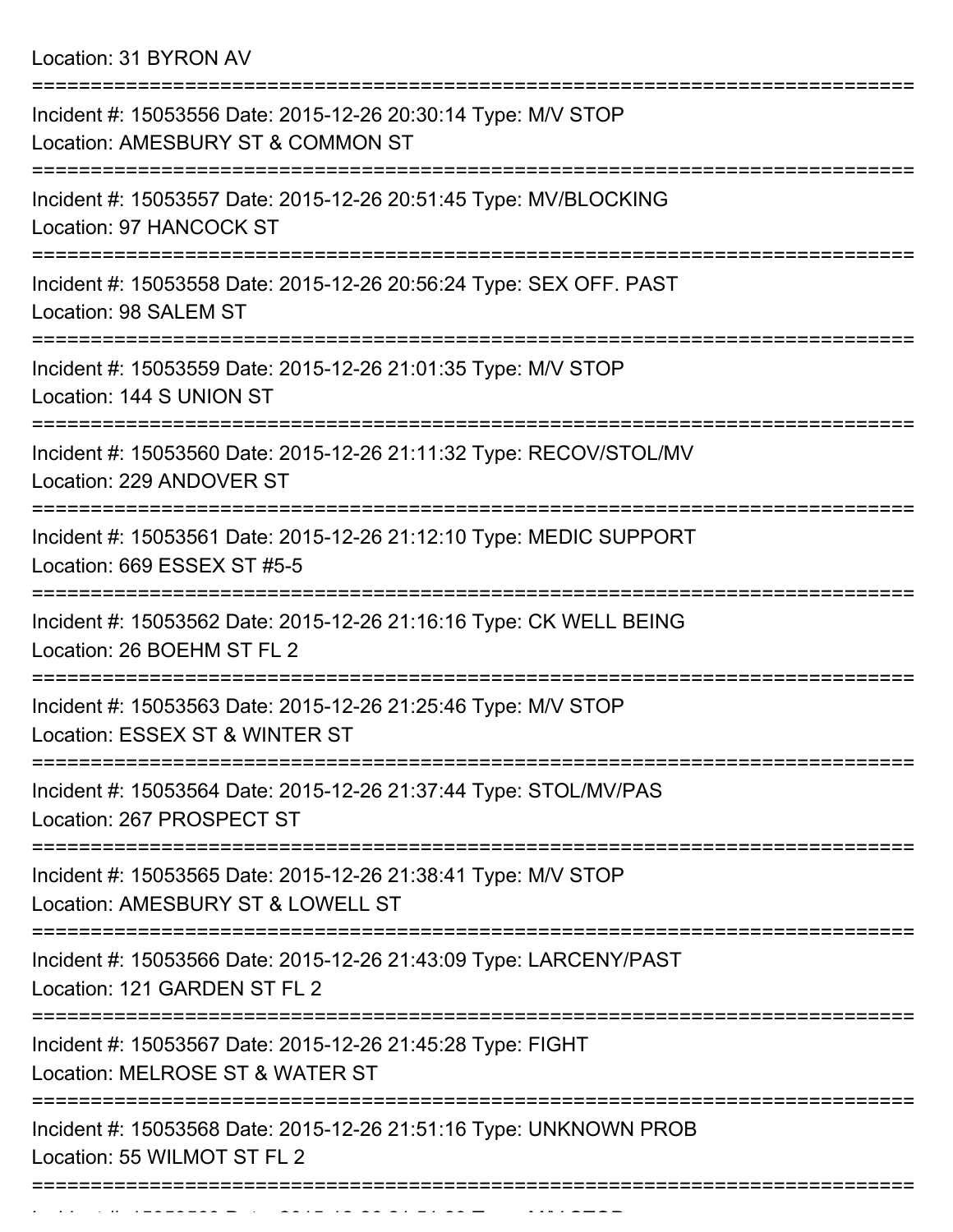Location: 31 BYRON AV

===========================================================================

Incident #: 15053556 Date: 2015-12-26 20:30:14 Type: M/V STOP

Location: AMESBURY ST & COMMON ST

===========================================================================

Incident #: 15053557 Date: 2015-12-26 20:51:45 Type: MV/BLOCKING

Location: 97 HANCOCK ST

===========================================================================

Incident #: 15053558 Date: 2015-12-26 20:56:24 Type: SEX OFF. PAST

Location: 98 SALEM ST

===========================================================================

Incident #: 15053559 Date: 2015-12-26 21:01:35 Type: M/V STOP

Location: 144 S UNION ST

===========================================================================

Incident #: 15053560 Date: 2015-12-26 21:11:32 Type: RECOV/STOL/MV

Location: 229 ANDOVER ST

===========================================================================

Incident #: 15053561 Date: 2015-12-26 21:12:10 Type: MEDIC SUPPORT

Location: 669 ESSEX ST #5-5

===========================================================================

Incident #: 15053562 Date: 2015-12-26 21:16:16 Type: CK WELL BEING

Location: 26 BOEHM ST FL 2

===========================================================================

Incident #: 15053563 Date: 2015-12-26 21:25:46 Type: M/V STOP

Location: ESSEX ST & WINTER ST

===========================================================================

Incident #: 15053564 Date: 2015-12-26 21:37:44 Type: STOL/MV/PAS

Location: 267 PROSPECT ST

===========================================================================

Incident #: 15053565 Date: 2015-12-26 21:38:41 Type: M/V STOP

Location: AMESBURY ST & LOWELL ST

===========================================================================

Incident #: 15053566 Date: 2015-12-26 21:43:09 Type: LARCENY/PAST

Location: 121 GARDEN ST FL 2

===========================================================================

Incident #: 15053567 Date: 2015-12-26 21:45:28 Type: FIGHT

Location: MELROSE ST & WATER ST

===========================================================================

Incident #: 15053568 Date: 2015-12-26 21:51:16 Type: UNKNOWN PROB

Location: 55 WILMOT ST FL 2

===========================================================================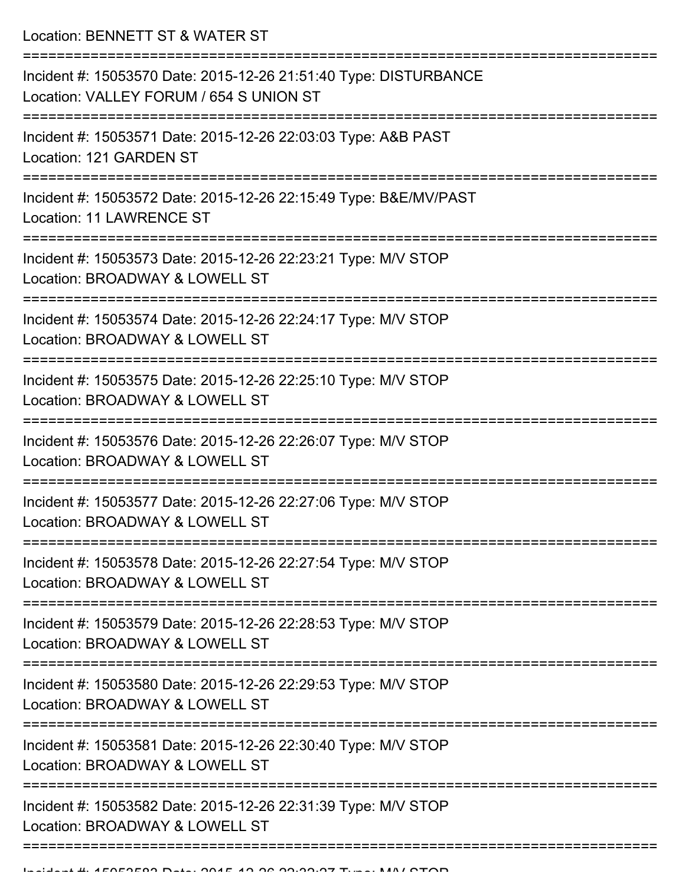Location: BENNETT ST & WATER ST

===========================================================================

Incident #: 15053570 Date: 2015-12-26 21:51:40 Type: DISTURBANCE
Location: VALLEY FORUM / 654 S UNION ST

===========================================================================

Incident #: 15053571 Date: 2015-12-26 22:03:03 Type: A&B PAST
Location: 121 GARDEN ST

===========================================================================

Incident #: 15053572 Date: 2015-12-26 22:15:49 Type: B&E/MV/PAST
Location: 11 LAWRENCE ST

===========================================================================

Incident #: 15053573 Date: 2015-12-26 22:23:21 Type: M/V STOP
Location: BROADWAY & LOWELL ST

===========================================================================

Incident #: 15053574 Date: 2015-12-26 22:24:17 Type: M/V STOP
Location: BROADWAY & LOWELL ST

===========================================================================

Incident #: 15053575 Date: 2015-12-26 22:25:10 Type: M/V STOP
Location: BROADWAY & LOWELL ST

===========================================================================

Incident #: 15053576 Date: 2015-12-26 22:26:07 Type: M/V STOP
Location: BROADWAY & LOWELL ST

===========================================================================

Incident #: 15053577 Date: 2015-12-26 22:27:06 Type: M/V STOP
Location: BROADWAY & LOWELL ST

===========================================================================

Incident #: 15053578 Date: 2015-12-26 22:27:54 Type: M/V STOP
Location: BROADWAY & LOWELL ST

===========================================================================

Incident #: 15053579 Date: 2015-12-26 22:28:53 Type: M/V STOP
Location: BROADWAY & LOWELL ST

===========================================================================

Incident #: 15053580 Date: 2015-12-26 22:29:53 Type: M/V STOP
Location: BROADWAY & LOWELL ST

===========================================================================

Incident #: 15053581 Date: 2015-12-26 22:30:40 Type: M/V STOP
Location: BROADWAY & LOWELL ST

===========================================================================

Incident #: 15053582 Date: 2015-12-26 22:31:39 Type: M/V STOP
Location: BROADWAY & LOWELL ST

===========================================================================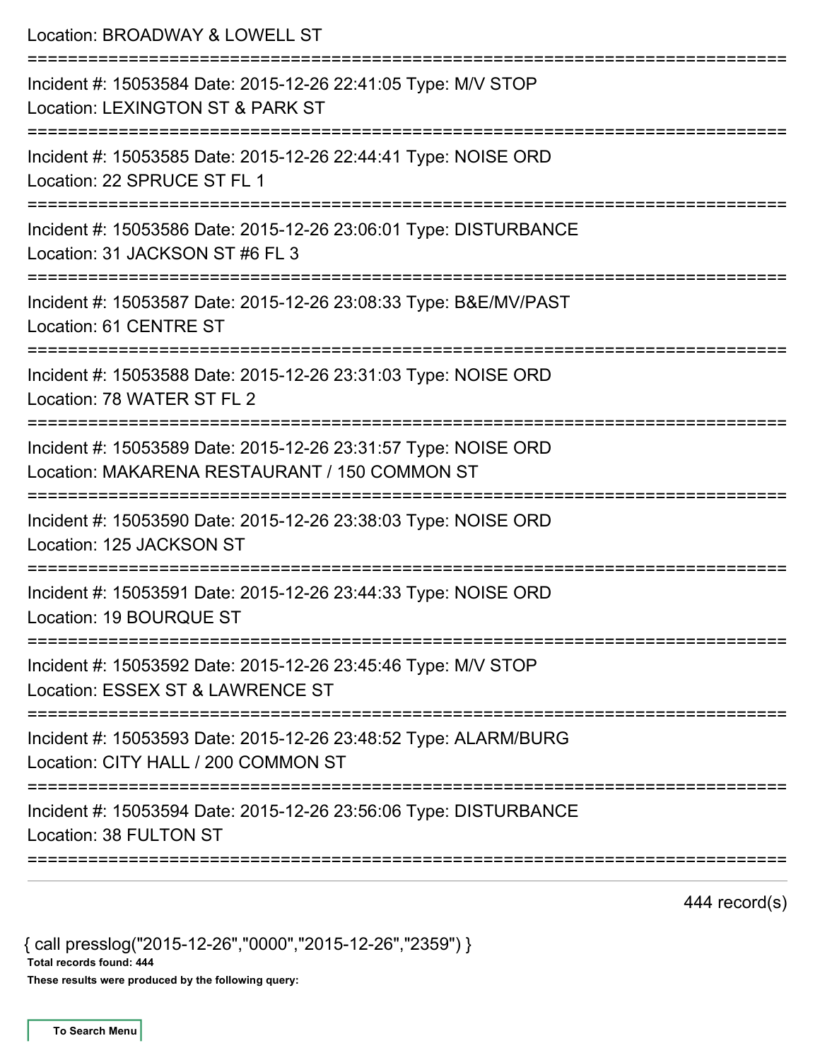Location: BROADWAY & LOWELL ST

===========================================================================

Incident #: 15053584 Date: 2015-12-26 22:41:05 Type: M/V STOP
Location: LEXINGTON ST & PARK ST

===========================================================================

Incident #: 15053585 Date: 2015-12-26 22:44:41 Type: NOISE ORD
Location: 22 SPRUCE ST FL 1

===========================================================================

Incident #: 15053586 Date: 2015-12-26 23:06:01 Type: DISTURBANCE
Location: 31 JACKSON ST #6 FL 3

===========================================================================

Incident #: 15053587 Date: 2015-12-26 23:08:33 Type: B&E/MV/PAST
Location: 61 CENTRE ST

===========================================================================

Incident #: 15053588 Date: 2015-12-26 23:31:03 Type: NOISE ORD
Location: 78 WATER ST FL 2

===========================================================================

Incident #: 15053589 Date: 2015-12-26 23:31:57 Type: NOISE ORD
Location: MAKARENA RESTAURANT / 150 COMMON ST

===========================================================================

Incident #: 15053590 Date: 2015-12-26 23:38:03 Type: NOISE ORD
Location: 125 JACKSON ST

===========================================================================

Incident #: 15053591 Date: 2015-12-26 23:44:33 Type: NOISE ORD
Location: 19 BOURQUE ST

===========================================================================

Incident #: 15053592 Date: 2015-12-26 23:45:46 Type: M/V STOP
Location: ESSEX ST & LAWRENCE ST

===========================================================================

Incident #: 15053593 Date: 2015-12-26 23:48:52 Type: ALARM/BURG
Location: CITY HALL / 200 COMMON ST

===========================================================================

Incident #: 15053594 Date: 2015-12-26 23:56:06 Type: DISTURBANCE
Location: 38 FULTON ST

===========================================================================

444 record(s)

{ call presslog("2015-12-26","0000","2015-12-26","2359") }

**Total records found: 444**

**These results were produced by the following query:**

**To Search Menu**